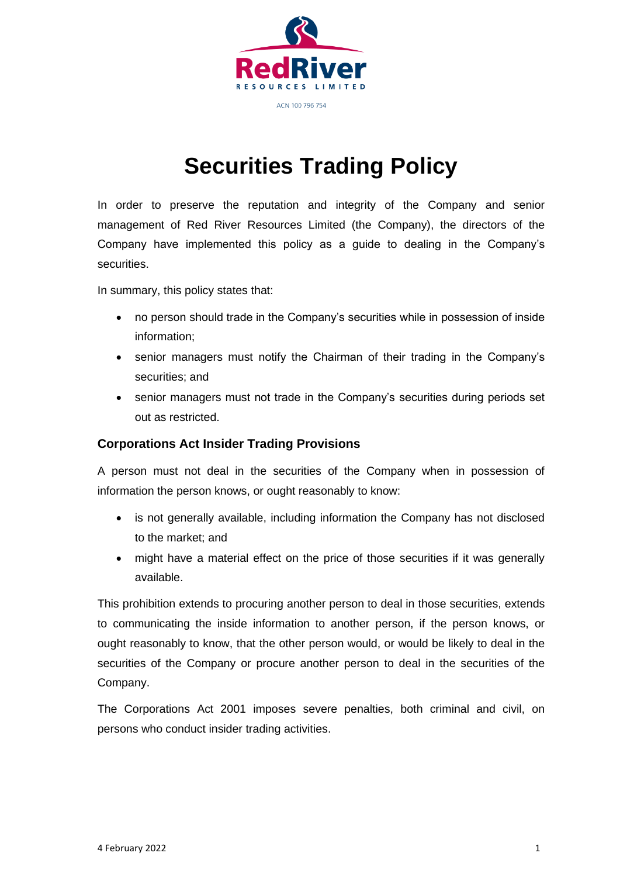RedRiver

RESOURCES LIMITED

ACN 100 796 754

# Securities Trading Policy

In order to preserve the reputation and integrity of the Company and senior management of Red River Resources Limited (the Company), the directors of the Company have implemented this policy as a guide to dealing in the Company's securities.

In summary, this policy states that:

- no person should trade in the Company's securities while in possession of inside information;
- senior managers must notify the Chairman of their trading in the Company's securities; and
- senior managers must not trade in the Company's securities during periods set out as restricted.

## Corporations Act Insider Trading Provisions

A person must not deal in the securities of the Company when in possession of information the person knows, or ought reasonably to know:

- is not generally available, including information the Company has not disclosed to the market; and
- might have a material effect on the price of those securities if it was generally available.

This prohibition extends to procuring another person to deal in those securities, extends to communicating the inside information to another person, if the person knows, or ought reasonably to know, that the other person would, or would be likely to deal in the securities of the Company or procure another person to deal in the securities of the Company.

The Corporations Act 2001 imposes severe penalties, both criminal and civil, on persons who conduct insider trading activities.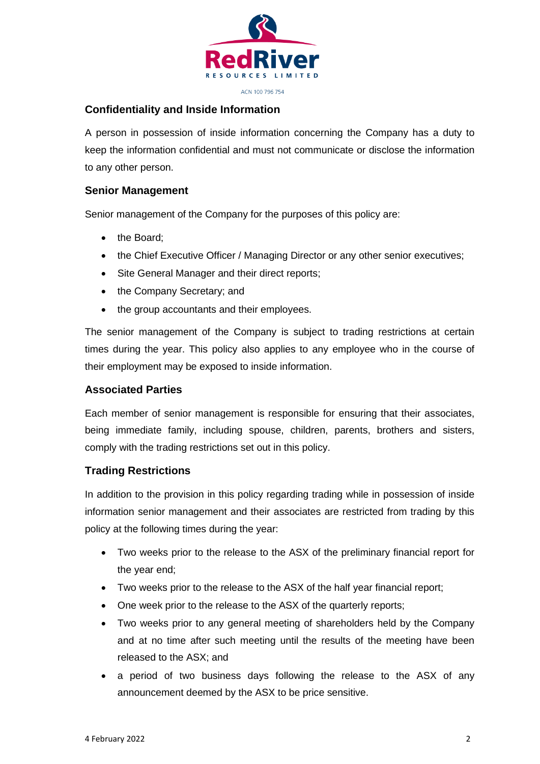## Confidentiality and Inside Information

A person in possession of inside information concerning the Company has a duty to keep the information confidential and must not communicate or disclose the information to any other person.

## Senior Management

Senior management of the Company for the purposes of this policy are:

- the Board;
- the Chief Executive Officer / Managing Director or any other senior executives;
- Site General Manager and their direct reports;
- the Company Secretary; and
- the group accountants and their employees.

The senior management of the Company is subject to trading restrictions at certain times during the year. This policy also applies to any employee who in the course of their employment may be exposed to inside information.

## Associated Parties

Each member of senior management is responsible for ensuring that their associates, being immediate family, including spouse, children, parents, brothers and sisters, comply with the trading restrictions set out in this policy.

## Trading Restrictions

In addition to the provision in this policy regarding trading while in possession of inside information senior management and their associates are restricted from trading by this policy at the following times during the year:

- Two weeks prior to the release to the ASX of the preliminary financial report for the year end;
- Two weeks prior to the release to the ASX of the half year financial report;
- One week prior to the release to the ASX of the quarterly reports;
- Two weeks prior to any general meeting of shareholders held by the Company and at no time after such meeting until the results of the meeting have been released to the ASX; and
- a period of two business days following the release to the ASX of any announcement deemed by the ASX to be price sensitive.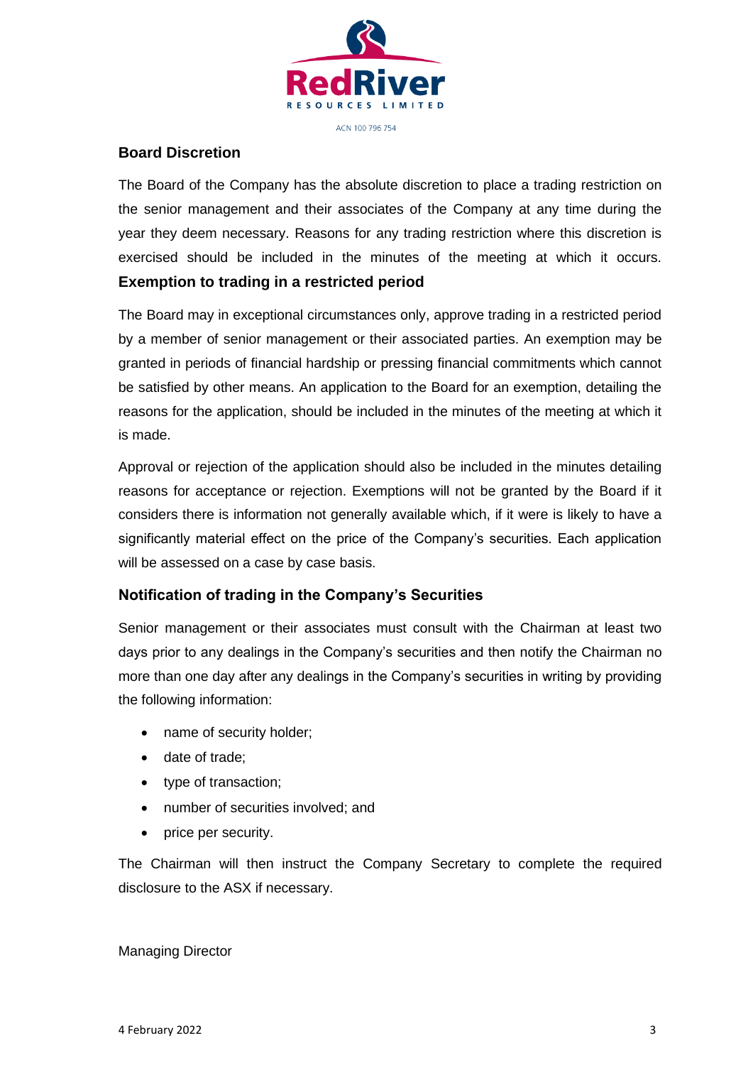ACN 100 796 754

## Board Discretion

The Board of the Company has the absolute discretion to place a trading restriction on the senior management and their associates of the Company at any time during the year they deem necessary. Reasons for any trading restriction where this discretion is exercised should be included in the minutes of the meeting at which it occurs.

## Exemption to trading in a restricted period

The Board may in exceptional circumstances only, approve trading in a restricted period by a member of senior management or their associated parties. An exemption may be granted in periods of financial hardship or pressing financial commitments which cannot be satisfied by other means. An application to the Board for an exemption, detailing the reasons for the application, should be included in the minutes of the meeting at which it is made.

Approval or rejection of the application should also be included in the minutes detailing reasons for acceptance or rejection. Exemptions will not be granted by the Board if it considers there is information not generally available which, if it were is likely to have a significantly material effect on the price of the Company's securities. Each application will be assessed on a case by case basis.

## Notification of trading in the Company's Securities

Senior management or their associates must consult with the Chairman at least two days prior to any dealings in the Company's securities and then notify the Chairman no more than one day after any dealings in the Company's securities in writing by providing the following information:

- name of security holder;
- date of trade;
- type of transaction;
- number of securities involved; and
- price per security.

The Chairman will then instruct the Company Secretary to complete the required disclosure to the ASX if necessary.

Managing Director

4 February 2022